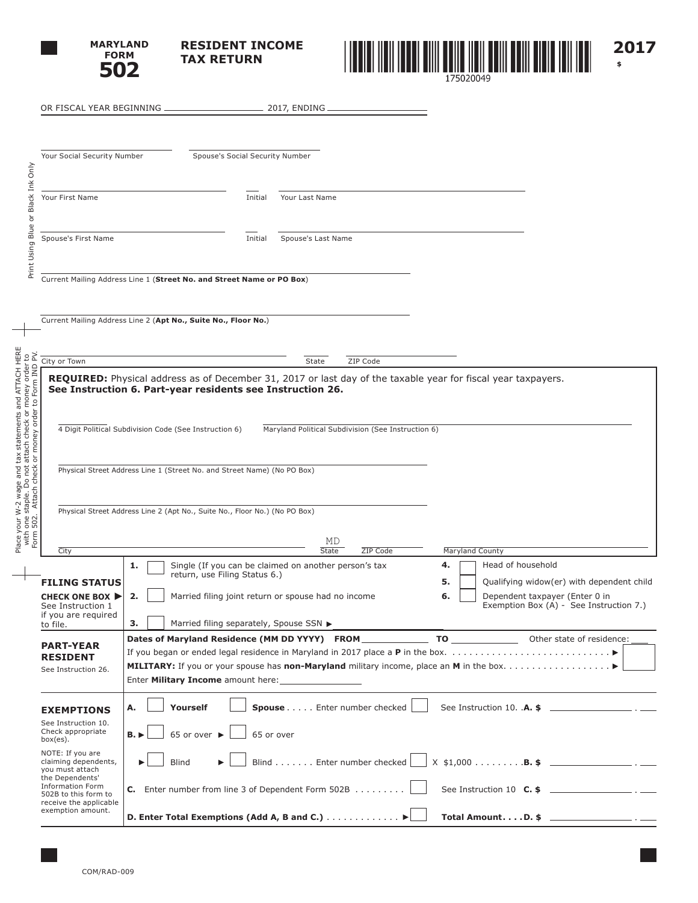**MARYLAND FORM 502**

# RESIDENT INCOME TAX RETURN

175020049

**2017**

$

OR FISCAL YEAR BEGINNING ____________________ 2017, ENDING ____________________

Print Using Blue or Black Ink Only

Your Social Security Number ____________________ Spouse's Social Security Number ____________________

Your First Name ____________________ Initial ____ Your Last Name ____________________

Spouse's First Name ____________________ Initial ____ Spouse's Last Name ____________________

Current Mailing Address Line 1 (**Street No. and Street Name or PO Box**) ____________________

Current Mailing Address Line 2 (**Apt No., Suite No., Floor No.**) ____________________

City or Town ____________________ State ____ ZIP Code ____________________

Place your W-2 wage and tax statements and ATTACH HERE with one staple. Do not attach check or money order to Form 502. Attach check or money order to Form IND PV.

**REQUIRED:** Physical address as of December 31, 2017 or last day of the taxable year for fiscal year taxpayers. **See Instruction 6. Part-year residents see Instruction 26.**

4 Digit Political Subdivision Code (See Instruction 6) ________ Maryland Political Subdivision (See Instruction 6) ____________________

Physical Street Address Line 1 (Street No. and Street Name) (No PO Box) ____________________

Physical Street Address Line 2 (Apt No., Suite No., Floor No.) (No PO Box) ____________________

City ____________________ State MD ZIP Code ____________ Maryland County ____________________

## FILING STATUS

**CHECK ONE BOX ▶** See Instruction 1 if you are required to file.

- **1.** ☐ Single (If you can be claimed on another person's tax return, use Filing Status 6.)
- **2.** ☐ Married filing joint return or spouse had no income
- **3.** ☐ Married filing separately, Spouse SSN ▶ ____________________
- **4.** ☐ Head of household
- **5.** ☐ Qualifying widow(er) with dependent child
- **6.** ☐ Dependent taxpayer (Enter 0 in Exemption Box (A) - See Instruction 7.)

## PART-YEAR RESIDENT

See Instruction 26.

**Dates of Maryland Residence (MM DD YYYY) FROM** ____________ **TO** ____________ Other state of residence: ____

If you began or ended legal residence in Maryland in 2017 place a **P** in the box. . . . . . . . . . . . . . . . . . . . . . . . . . . . . ▶ ☐

**MILITARY:** If you or your spouse has **non-Maryland** military income, place an **M** in the box. . . . . . . . . . . . . . . . . . ▶ ☐

Enter **Military Income** amount here: ____________________

## EXEMPTIONS

See Instruction 10. Check appropriate box(es).

NOTE: If you are claiming dependents, you must attach the Dependents' Information Form 502B to this form to receive the applicable exemption amount.

**A.** ☐ **Yourself** ☐ **Spouse** . . . . . Enter number checked ☐ See Instruction 10. . **A. $** ____________ . ____

**B. ▶** ☐ 65 or over ▶ ☐ 65 or over

▶ ☐ Blind ▶ ☐ Blind . . . . . . . Enter number checked ☐ X $1,000 . . . . . . . . . **B. $** ____________ . ____

**C.** Enter number from line 3 of Dependent Form 502B . . . . . . . . . ☐ See Instruction 10 **C. $** ____________ . ____

**D. Enter Total Exemptions (Add A, B and C.)** . . . . . . . . . . . . . ▶ ☐ **Total Amount. . . . D. $** ____________ . ____

COM/RAD-009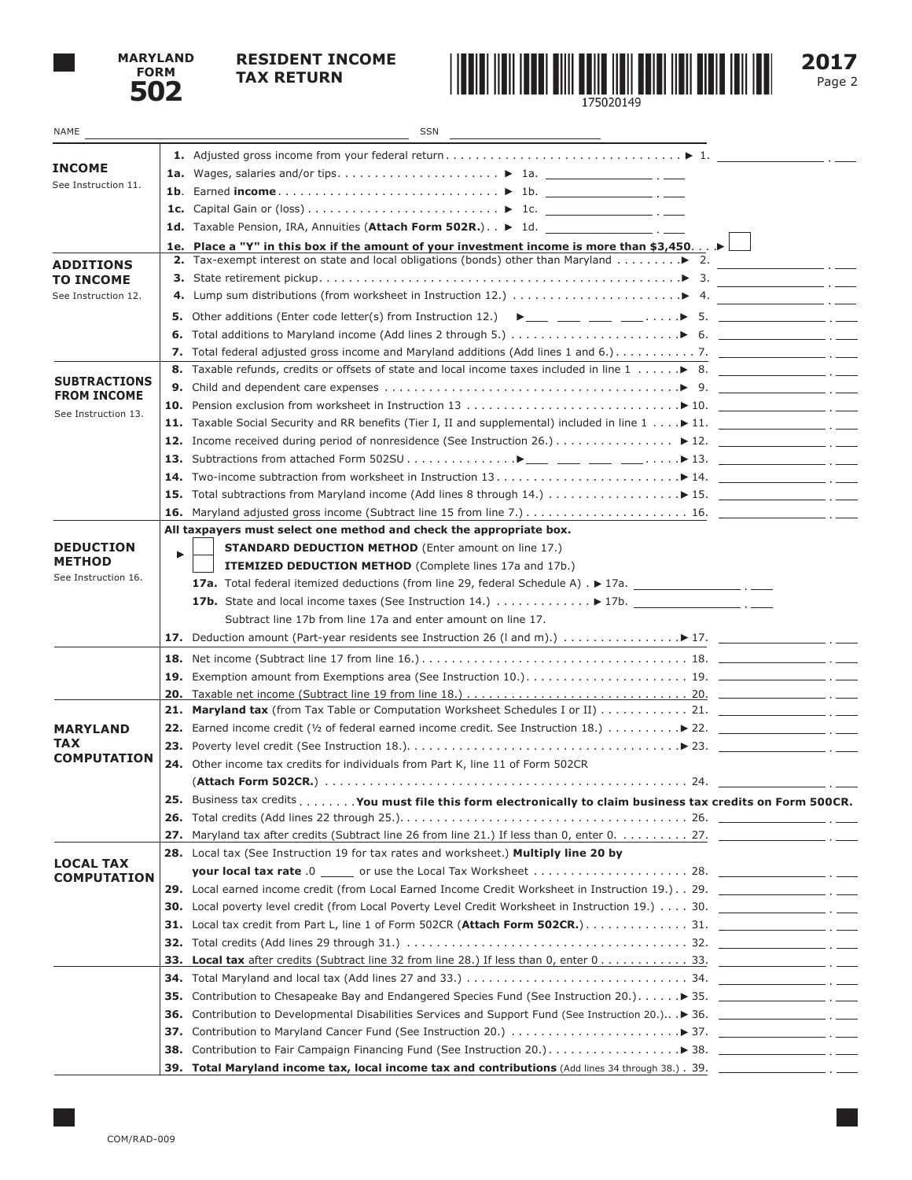**MARYLAND FORM 502**

**RESIDENT INCOME TAX RETURN**

175020149

**2017**

NAME ______________________ SSN ______________________

## INCOME
See Instruction 11.

**1.** Adjusted gross income from your federal return . . . . . . . . . . ▶ 1. __________ . ___

**1a.** Wages, salaries and/or tips . . . . . . . . ▶ 1a. __________ . ___

**1b**. Earned **income** . . . . . . . . ▶ 1b. __________ . ___

**1c.** Capital Gain or (loss) . . . . . . . . ▶ 1c. __________ . ___

**1d.** Taxable Pension, IRA, Annuities (**Attach Form 502R.**) . . ▶ 1d. __________ . ___

**1e. Place a "Y" in this box if the amount of your investment income is more than $3,450**. . . ▶ ☐

## ADDITIONS TO INCOME
See Instruction 12.

**2.** Tax-exempt interest on state and local obligations (bonds) other than Maryland . . . . ▶ 2. __________ . ___

**3.** State retirement pickup . . . . . . . . ▶ 3. __________ . ___

**4.** Lump sum distributions (from worksheet in Instruction 12.) . . . . . ▶ 4. __________ . ___

**5.** Other additions (Enter code letter(s) from Instruction 12.) ▶ ___ ___ ___ ___ . . . . ▶ 5. __________ . ___

**6.** Total additions to Maryland income (Add lines 2 through 5.) . . . . . ▶ 6. __________ . ___

**7.** Total federal adjusted gross income and Maryland additions (Add lines 1 and 6.) . . . . . 7. __________ . ___

## SUBTRACTIONS FROM INCOME
See Instruction 13.

**8.** Taxable refunds, credits or offsets of state and local income taxes included in line 1 . . . . ▶ 8. __________ . ___

**9.** Child and dependent care expenses . . . . . . . . ▶ 9. __________ . ___

**10.** Pension exclusion from worksheet in Instruction 13 . . . . . . . . ▶ 10. __________ . ___

**11.** Taxable Social Security and RR benefits (Tier I, II and supplemental) included in line 1 . . . . ▶ 11. __________ . ___

**12.** Income received during period of nonresidence (See Instruction 26.) . . . . . . . ▶ 12. __________ . ___

**13.** Subtractions from attached Form 502SU . . . . . . ▶ ___ ___ ___ ___ . . . . ▶ 13. __________ . ___

**14.** Two-income subtraction from worksheet in Instruction 13 . . . . . . . ▶ 14. __________ . ___

**15.** Total subtractions from Maryland income (Add lines 8 through 14.) . . . . . ▶ 15. __________ . ___

**16.** Maryland adjusted gross income (Subtract line 15 from line 7.) . . . . . . . 16. __________ . ___

## DEDUCTION METHOD
See Instruction 16.

**All taxpayers must select one method and check the appropriate box.**

▶ ☐ **STANDARD DEDUCTION METHOD** (Enter amount on line 17.)

☐ **ITEMIZED DEDUCTION METHOD** (Complete lines 17a and 17b.)

**17a.** Total federal itemized deductions (from line 29, federal Schedule A) . ▶ 17a. __________ . ___

**17b.** State and local income taxes (See Instruction 14.) . . . . . . ▶ 17b. __________ . ___

Subtract line 17b from line 17a and enter amount on line 17.

**17.** Deduction amount (Part-year residents see Instruction 26 (l and m).) . . . . . . ▶ 17. __________ . ___

**18.** Net income (Subtract line 17 from line 16.) . . . . . . . . 18. __________ . ___

**19.** Exemption amount from Exemptions area (See Instruction 10.) . . . . . . 19. __________ . ___

**20.** Taxable net income (Subtract line 19 from line 18.) . . . . . . . 20. __________ . ___

## MARYLAND TAX COMPUTATION

**21. Maryland tax** (from Tax Table or Computation Worksheet Schedules I or II) . . . . . 21. __________ . ___

**22.** Earned income credit (½ of federal earned income credit. See Instruction 18.) . . . . ▶ 22. __________ . ___

**23.** Poverty level credit (See Instruction 18.) . . . . . . . . ▶ 23. __________ . ___

**24.** Other income tax credits for individuals from Part K, line 11 of Form 502CR (**Attach Form 502CR.**) . . . . . . . . 24. __________ . ___

**25.** Business tax credits . . . . . . . . **You must file this form electronically to claim business tax credits on Form 500CR.**

**26.** Total credits (Add lines 22 through 25.) . . . . . . . . 26. __________ . ___

**27.** Maryland tax after credits (Subtract line 26 from line 21.) If less than 0, enter 0. . . . . . 27. __________ . ___

## LOCAL TAX COMPUTATION

**28.** Local tax (See Instruction 19 for tax rates and worksheet.) **Multiply line 20 by your local tax rate** .0 _____ or use the Local Tax Worksheet . . . . . . . 28. __________ . ___

**29.** Local earned income credit (from Local Earned Income Credit Worksheet in Instruction 19.) . . 29. __________ . ___

**30.** Local poverty level credit (from Local Poverty Level Credit Worksheet in Instruction 19.) . . . . 30. __________ . ___

**31.** Local tax credit from Part L, line 1 of Form 502CR (**Attach Form 502CR.**) . . . . . . 31. __________ . ___

**32.** Total credits (Add lines 29 through 31.) . . . . . . . . 32. __________ . ___

**33. Local tax** after credits (Subtract line 32 from line 28.) If less than 0, enter 0 . . . . . 33. __________ . ___

**34.** Total Maryland and local tax (Add lines 27 and 33.) . . . . . . . 34. __________ . ___

**35.** Contribution to Chesapeake Bay and Endangered Species Fund (See Instruction 20.) . . . . . ▶ 35. __________ . ___

**36.** Contribution to Developmental Disabilities Services and Support Fund (See Instruction 20.) . . ▶ 36. __________ . ___

**37.** Contribution to Maryland Cancer Fund (See Instruction 20.) . . . . . . ▶ 37. __________ . ___

**38.** Contribution to Fair Campaign Financing Fund (See Instruction 20.) . . . . . ▶ 38. __________ . ___

**39. Total Maryland income tax, local income tax and contributions** (Add lines 34 through 38.) . 39. __________ . ___

COM/RAD-009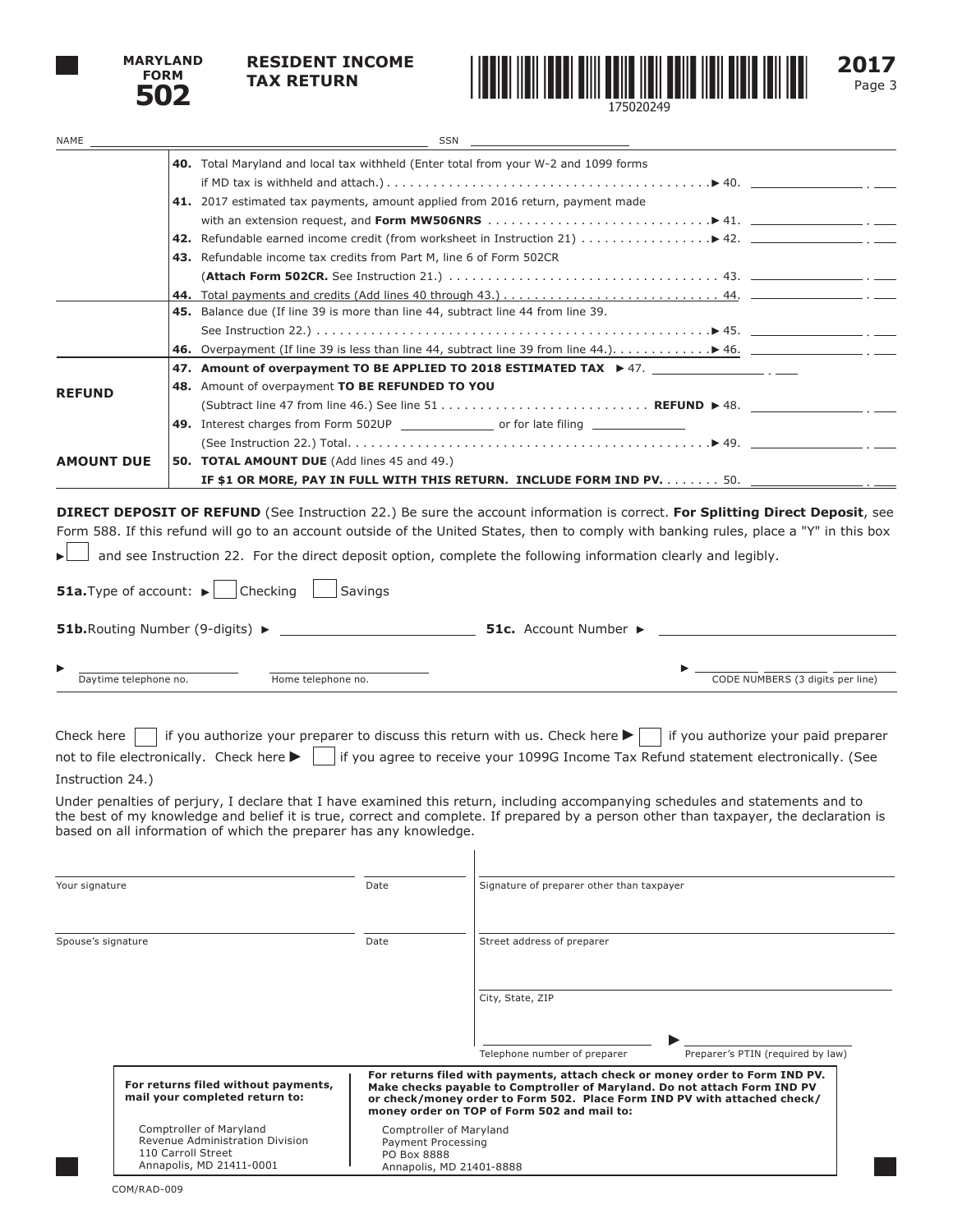MARYLAND FORM **502**

**RESIDENT INCOME TAX RETURN**

175020249

**2017**

NAME _______________ SSN _______________

| | | |
|---|---|---|
| | **40.** Total Maryland and local tax withheld (Enter total from your W-2 and 1099 forms if MD tax is withheld and attach.) . . . . . . . . . . . . ► 40. | ________ . ___ |
| | **41.** 2017 estimated tax payments, amount applied from 2016 return, payment made with an extension request, and **Form MW506NRS** . . . . . . . . ► 41. | ________ . ___ |
| | **42.** Refundable earned income credit (from worksheet in Instruction 21) . . . . . ► 42. | ________ . ___ |
| | **43.** Refundable income tax credits from Part M, line 6 of Form 502CR (**Attach Form 502CR.** See Instruction 21.) . . . . . . . . . . 43. | ________ . ___ |
| | **44.** Total payments and credits (Add lines 40 through 43.) . . . . . . . . . 44. | ________ . ___ |
| | **45.** Balance due (If line 39 is more than line 44, subtract line 44 from line 39. See Instruction 22.) . . . . . . . . . . . . ► 45. | ________ . ___ |
| | **46.** Overpayment (If line 39 is less than line 44, subtract line 39 from line 44.). . . . ► 46. | ________ . ___ |
| **REFUND** | **47. Amount of overpayment TO BE APPLIED TO 2018 ESTIMATED TAX** ► 47. ________ . ___ | |
| | **48.** Amount of overpayment **TO BE REFUNDED TO YOU** (Subtract line 47 from line 46.) See line 51 . . . . . . . . **REFUND** ► 48. | ________ . ___ |
| | **49.** Interest charges from Form 502UP ________ or for late filing ________ (See Instruction 22.) Total. . . . . . . . . . . . ► 49. | ________ . ___ |
| **AMOUNT DUE** | **50. TOTAL AMOUNT DUE** (Add lines 45 and 49.) **IF $1 OR MORE, PAY IN FULL WITH THIS RETURN. INCLUDE FORM IND PV.** . . . . . . . 50. | ________ . ___ |

**DIRECT DEPOSIT OF REFUND** (See Instruction 22.) Be sure the account information is correct. **For Splitting Direct Deposit**, see Form 588. If this refund will go to an account outside of the United States, then to comply with banking rules, place a "Y" in this box ► ☐ and see Instruction 22. For the direct deposit option, complete the following information clearly and legibly.

**51a.** Type of account: ► ☐ Checking ☐ Savings

**51b.** Routing Number (9-digits) ► _______________ **51c.** Account Number ► _______________

► _______________ Daytime telephone no. _______________ Home telephone no. ► _____ _____ _____ CODE NUMBERS (3 digits per line)

Check here ☐ if you authorize your preparer to discuss this return with us. Check here ► ☐ if you authorize your paid preparer not to file electronically. Check here ► ☐ if you agree to receive your 1099G Income Tax Refund statement electronically. (See Instruction 24.)

Under penalties of perjury, I declare that I have examined this return, including accompanying schedules and statements and to the best of my knowledge and belief it is true, correct and complete. If prepared by a person other than taxpayer, the declaration is based on all information of which the preparer has any knowledge.

_______________ Your signature _______ Date

_______________ Spouse's signature _______ Date

_______________ Signature of preparer other than taxpayer

_______________ Street address of preparer

_______________ City, State, ZIP

_______________ Telephone number of preparer ► _______________ Preparer's PTIN (required by law)

| **For returns filed without payments, mail your completed return to:** | **For returns filed with payments, attach check or money order to Form IND PV. Make checks payable to Comptroller of Maryland. Do not attach Form IND PV or check/money order to Form 502. Place Form IND PV with attached check/money order on TOP of Form 502 and mail to:** |
|---|---|
| Comptroller of Maryland<br>Revenue Administration Division<br>110 Carroll Street<br>Annapolis, MD 21411-0001 | Comptroller of Maryland<br>Payment Processing<br>PO Box 8888<br>Annapolis, MD 21401-8888 |

COM/RAD-009